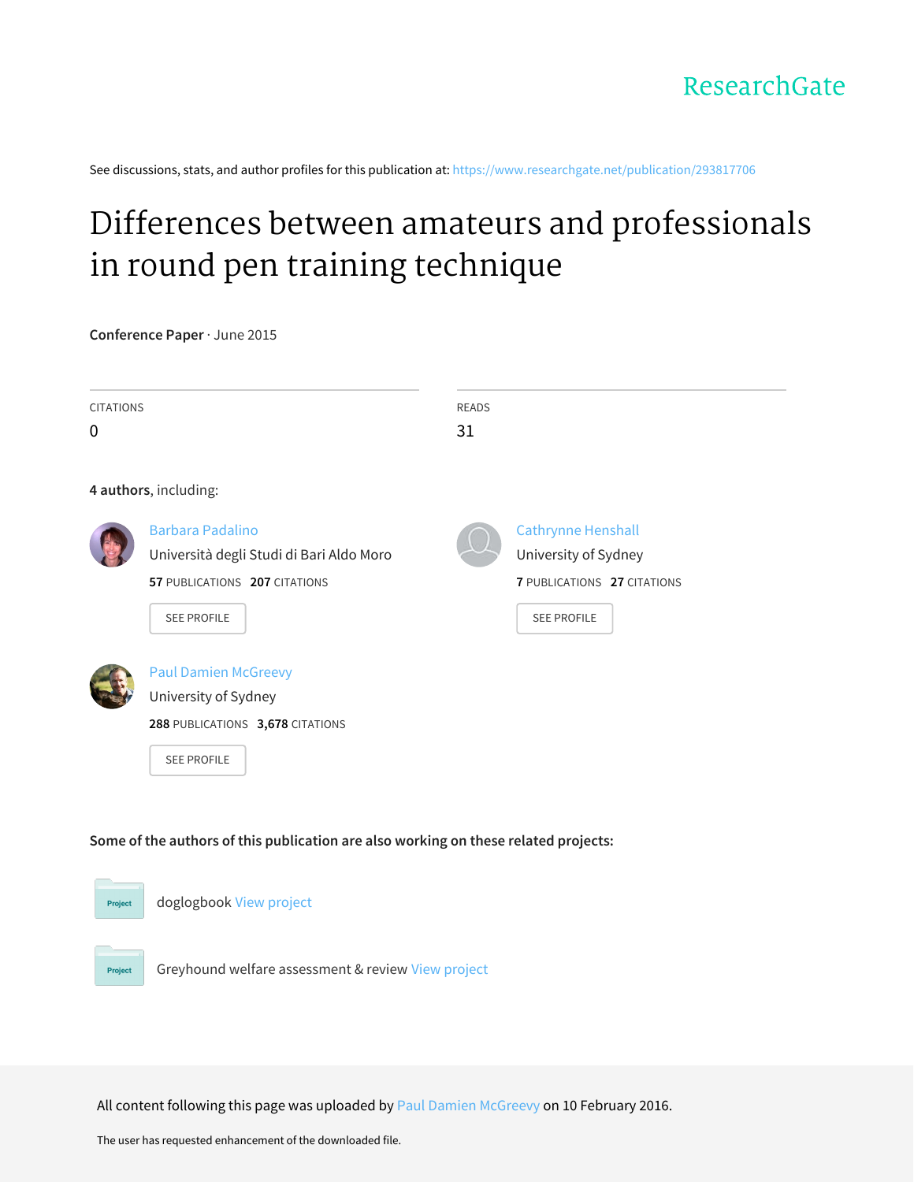ResearchGate

See discussions, stats, and author profiles for this publication at: https://www.researchgate.net/publication/293817706

# Differences between amateurs and professionals in round pen training technique

**Conference Paper** · June 2015

CITATIONS
0

READS
31

**4 authors**, including:

Barbara Padalino
Università degli Studi di Bari Aldo Moro
**57** PUBLICATIONS **207** CITATIONS

SEE PROFILE

Cathrynne Henshall
University of Sydney
**7** PUBLICATIONS **27** CITATIONS

SEE PROFILE

Paul Damien McGreevy
University of Sydney
**288** PUBLICATIONS **3,678** CITATIONS

SEE PROFILE

**Some of the authors of this publication are also working on these related projects:**

Project doglogbook View project

Project Greyhound welfare assessment & review View project

All content following this page was uploaded by Paul Damien McGreevy on 10 February 2016.

The user has requested enhancement of the downloaded file.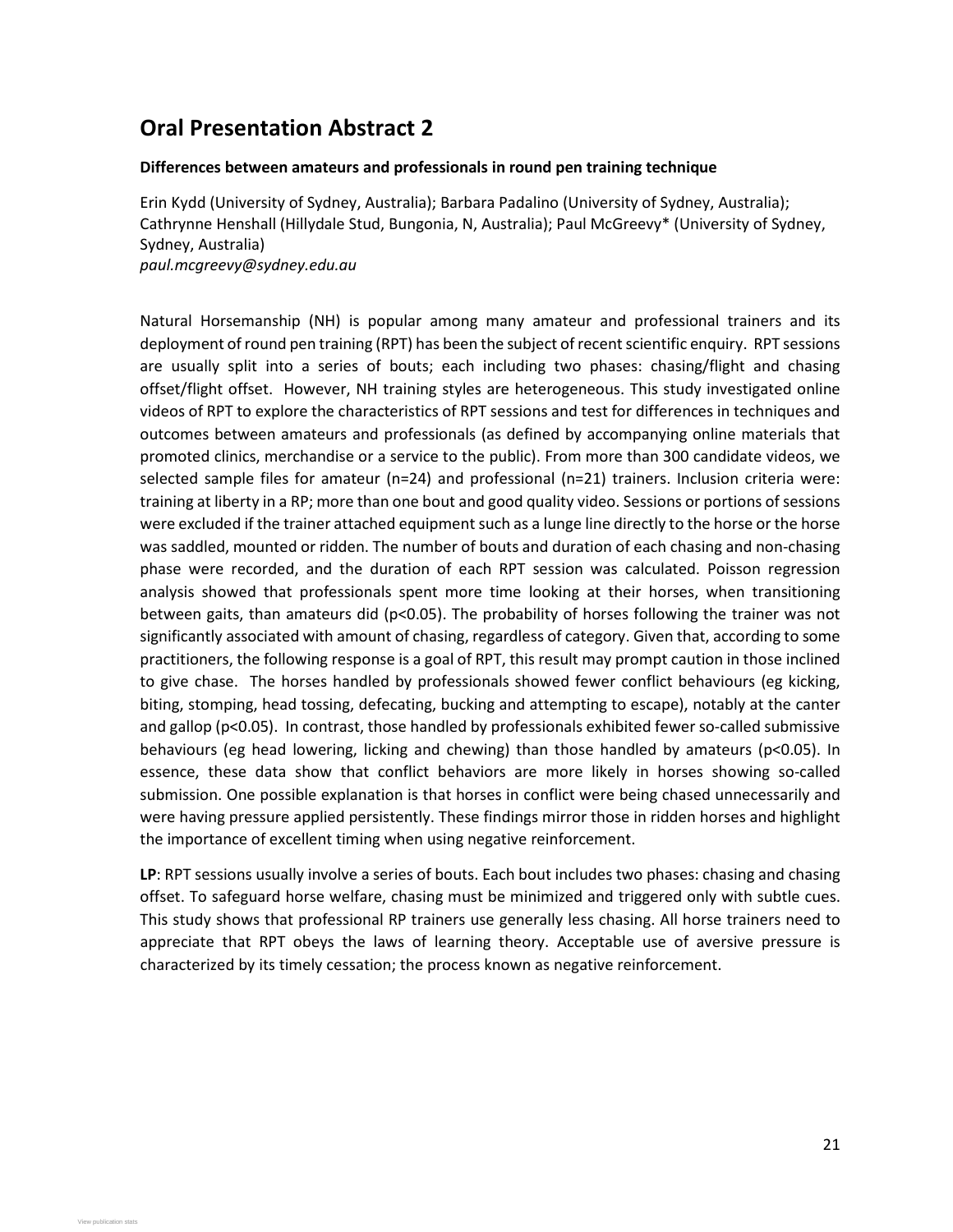## Oral Presentation Abstract 2

**Differences between amateurs and professionals in round pen training technique**

Erin Kydd (University of Sydney, Australia); Barbara Padalino (University of Sydney, Australia); Cathrynne Henshall (Hillydale Stud, Bungonia, N, Australia); Paul McGreevy* (University of Sydney, Sydney, Australia)
*paul.mcgreevy@sydney.edu.au*

Natural Horsemanship (NH) is popular among many amateur and professional trainers and its deployment of round pen training (RPT) has been the subject of recent scientific enquiry. RPT sessions are usually split into a series of bouts; each including two phases: chasing/flight and chasing offset/flight offset. However, NH training styles are heterogeneous. This study investigated online videos of RPT to explore the characteristics of RPT sessions and test for differences in techniques and outcomes between amateurs and professionals (as defined by accompanying online materials that promoted clinics, merchandise or a service to the public). From more than 300 candidate videos, we selected sample files for amateur (n=24) and professional (n=21) trainers. Inclusion criteria were: training at liberty in a RP; more than one bout and good quality video. Sessions or portions of sessions were excluded if the trainer attached equipment such as a lunge line directly to the horse or the horse was saddled, mounted or ridden. The number of bouts and duration of each chasing and non-chasing phase were recorded, and the duration of each RPT session was calculated. Poisson regression analysis showed that professionals spent more time looking at their horses, when transitioning between gaits, than amateurs did ($p<0.05$). The probability of horses following the trainer was not significantly associated with amount of chasing, regardless of category. Given that, according to some practitioners, the following response is a goal of RPT, this result may prompt caution in those inclined to give chase. The horses handled by professionals showed fewer conflict behaviours (eg kicking, biting, stomping, head tossing, defecating, bucking and attempting to escape), notably at the canter and gallop ($p<0.05$). In contrast, those handled by professionals exhibited fewer so-called submissive behaviours (eg head lowering, licking and chewing) than those handled by amateurs ($p<0.05$). In essence, these data show that conflict behaviors are more likely in horses showing so-called submission. One possible explanation is that horses in conflict were being chased unnecessarily and were having pressure applied persistently. These findings mirror those in ridden horses and highlight the importance of excellent timing when using negative reinforcement.

**LP**: RPT sessions usually involve a series of bouts. Each bout includes two phases: chasing and chasing offset. To safeguard horse welfare, chasing must be minimized and triggered only with subtle cues. This study shows that professional RP trainers use generally less chasing. All horse trainers need to appreciate that RPT obeys the laws of learning theory. Acceptable use of aversive pressure is characterized by its timely cessation; the process known as negative reinforcement.